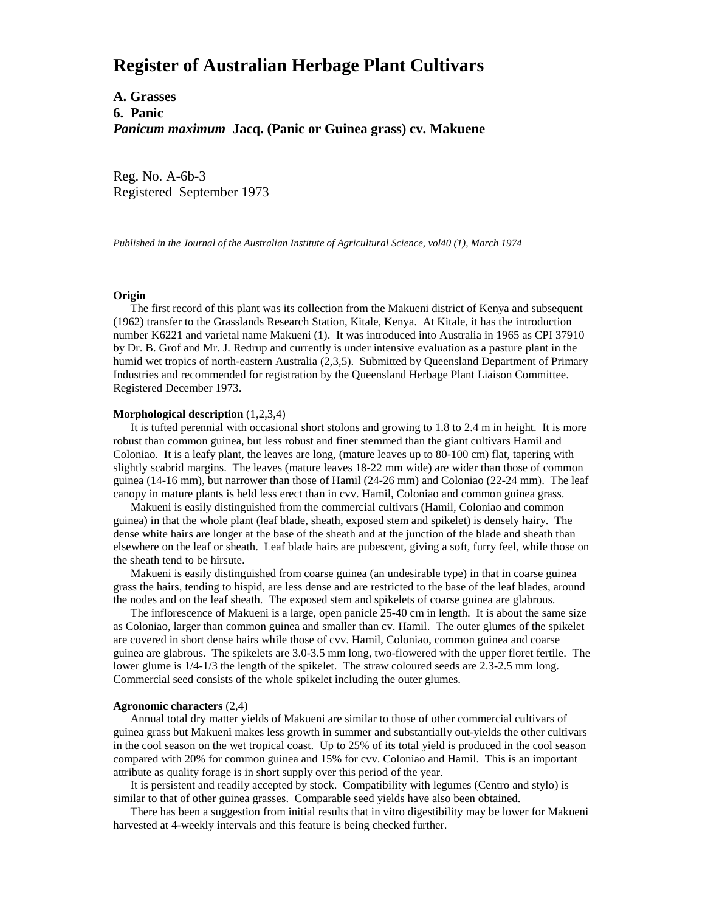# Register of Australian Herbage Plant Cultivars

## A. Grasses

## 6. Panic

## *Panicum maximum* Jacq. (Panic or Guinea grass) cv. Makuene

Reg. No. A-6b-3
Registered September 1973

*Published in the Journal of the Australian Institute of Agricultural Science, vol40 (1), March 1974*

**Origin**

The first record of this plant was its collection from the Makueni district of Kenya and subsequent (1962) transfer to the Grasslands Research Station, Kitale, Kenya. At Kitale, it has the introduction number K6221 and varietal name Makueni (1). It was introduced into Australia in 1965 as CPI 37910 by Dr. B. Grof and Mr. J. Redrup and currently is under intensive evaluation as a pasture plant in the humid wet tropics of north-eastern Australia (2,3,5). Submitted by Queensland Department of Primary Industries and recommended for registration by the Queensland Herbage Plant Liaison Committee. Registered December 1973.

**Morphological description** (1,2,3,4)

It is tufted perennial with occasional short stolons and growing to 1.8 to 2.4 m in height. It is more robust than common guinea, but less robust and finer stemmed than the giant cultivars Hamil and Coloniao. It is a leafy plant, the leaves are long, (mature leaves up to 80-100 cm) flat, tapering with slightly scabrid margins. The leaves (mature leaves 18-22 mm wide) are wider than those of common guinea (14-16 mm), but narrower than those of Hamil (24-26 mm) and Coloniao (22-24 mm). The leaf canopy in mature plants is held less erect than in cvv. Hamil, Coloniao and common guinea grass.

Makueni is easily distinguished from the commercial cultivars (Hamil, Coloniao and common guinea) in that the whole plant (leaf blade, sheath, exposed stem and spikelet) is densely hairy. The dense white hairs are longer at the base of the sheath and at the junction of the blade and sheath than elsewhere on the leaf or sheath. Leaf blade hairs are pubescent, giving a soft, furry feel, while those on the sheath tend to be hirsute.

Makueni is easily distinguished from coarse guinea (an undesirable type) in that in coarse guinea grass the hairs, tending to hispid, are less dense and are restricted to the base of the leaf blades, around the nodes and on the leaf sheath. The exposed stem and spikelets of coarse guinea are glabrous.

The inflorescence of Makueni is a large, open panicle 25-40 cm in length. It is about the same size as Coloniao, larger than common guinea and smaller than cv. Hamil. The outer glumes of the spikelet are covered in short dense hairs while those of cvv. Hamil, Coloniao, common guinea and coarse guinea are glabrous. The spikelets are 3.0-3.5 mm long, two-flowered with the upper floret fertile. The lower glume is 1/4-1/3 the length of the spikelet. The straw coloured seeds are 2.3-2.5 mm long. Commercial seed consists of the whole spikelet including the outer glumes.

**Agronomic characters** (2,4)

Annual total dry matter yields of Makueni are similar to those of other commercial cultivars of guinea grass but Makueni makes less growth in summer and substantially out-yields the other cultivars in the cool season on the wet tropical coast. Up to 25% of its total yield is produced in the cool season compared with 20% for common guinea and 15% for cvv. Coloniao and Hamil. This is an important attribute as quality forage is in short supply over this period of the year.

It is persistent and readily accepted by stock. Compatibility with legumes (Centro and stylo) is similar to that of other guinea grasses. Comparable seed yields have also been obtained.

There has been a suggestion from initial results that in vitro digestibility may be lower for Makueni harvested at 4-weekly intervals and this feature is being checked further.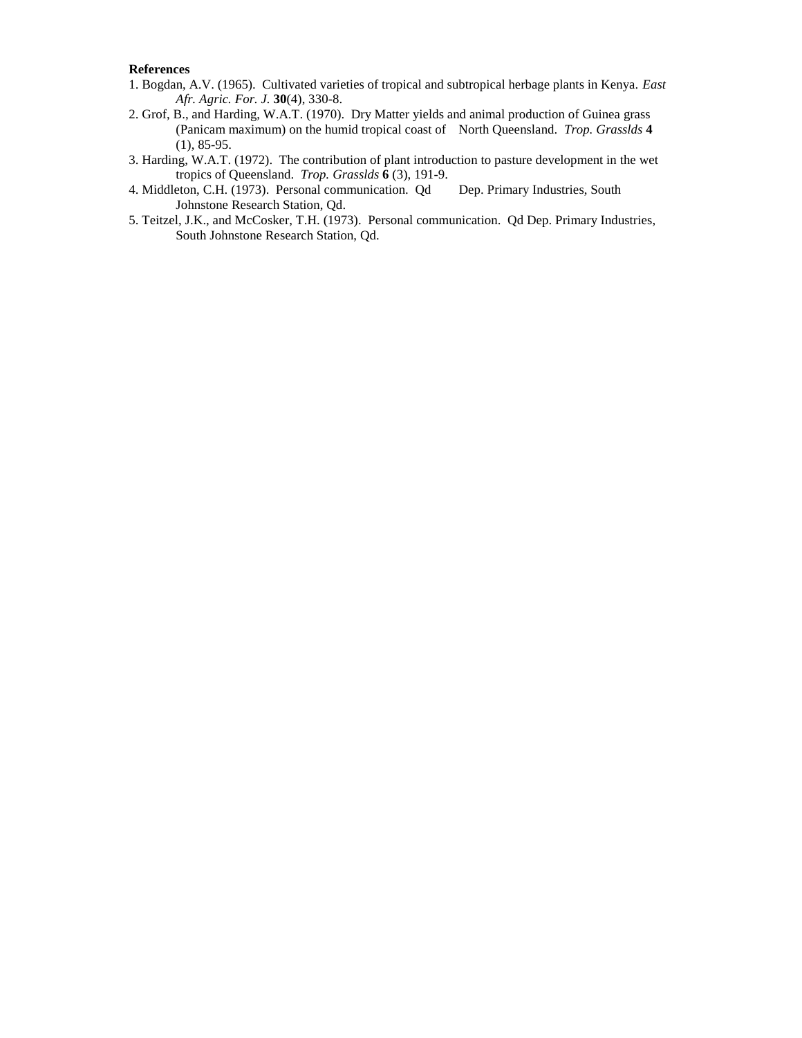**References**

1. Bogdan, A.V. (1965). Cultivated varieties of tropical and subtropical herbage plants in Kenya. *East Afr. Agric. For. J.* **30**(4), 330-8.
2. Grof, B., and Harding, W.A.T. (1970). Dry Matter yields and animal production of Guinea grass (Panicam maximum) on the humid tropical coast of North Queensland. *Trop. Grasslds* **4** (1), 85-95.
3. Harding, W.A.T. (1972). The contribution of plant introduction to pasture development in the wet tropics of Queensland. *Trop. Grasslds* **6** (3), 191-9.
4. Middleton, C.H. (1973). Personal communication. Qd Dep. Primary Industries, South Johnstone Research Station, Qd.
5. Teitzel, J.K., and McCosker, T.H. (1973). Personal communication. Qd Dep. Primary Industries, South Johnstone Research Station, Qd.